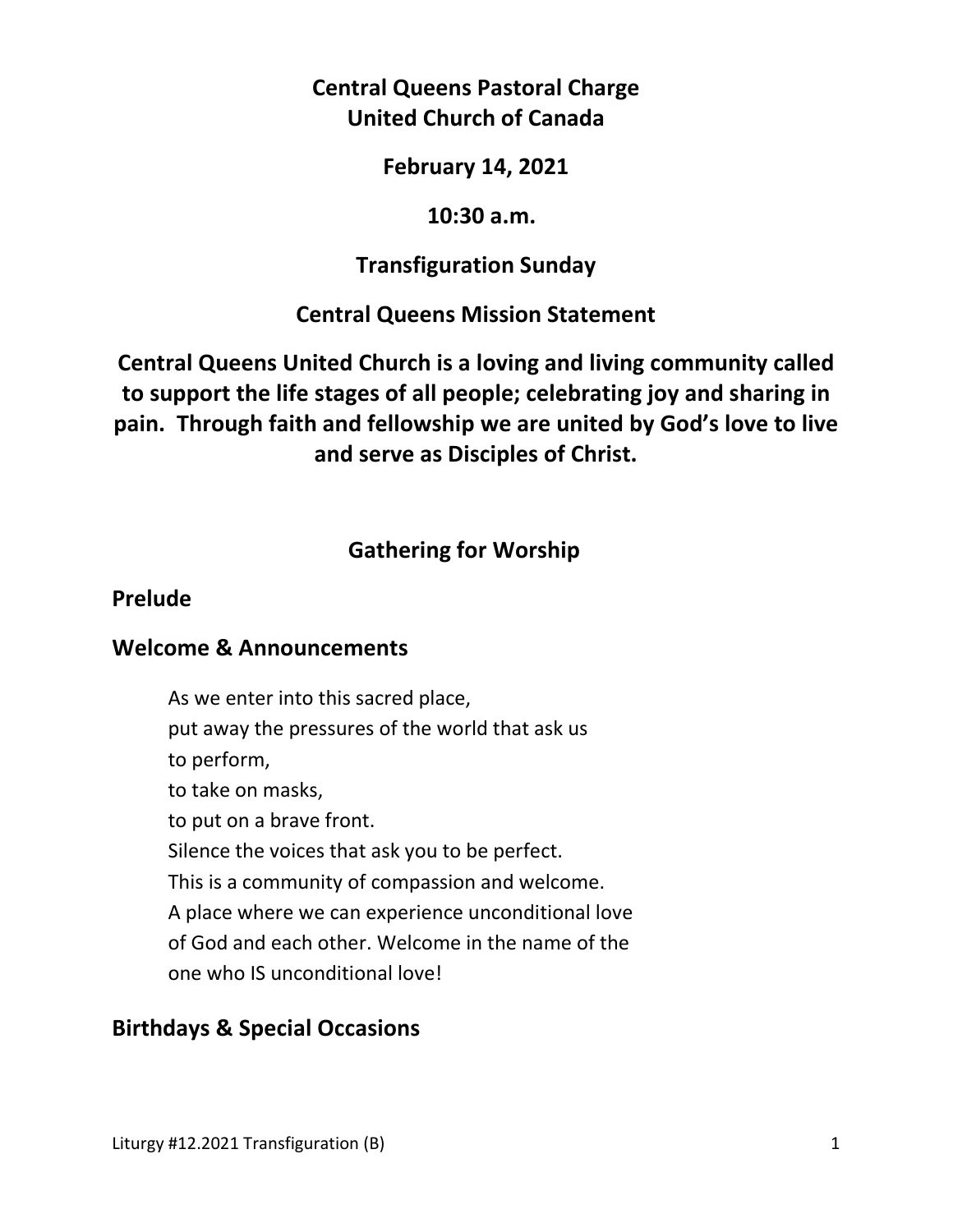# Central Queens Pastoral Charge
# United Church of Canada

**February 14, 2021**

**10:30 a.m.**

**Transfiguration Sunday**

## Central Queens Mission Statement

**Central Queens United Church is a loving and living community called to support the life stages of all people; celebrating joy and sharing in pain. Through faith and fellowship we are united by God's love to live and serve as Disciples of Christ.**

## Gathering for Worship

### Prelude

### Welcome & Announcements

As we enter into this sacred place,
put away the pressures of the world that ask us
to perform,
to take on masks,
to put on a brave front.
Silence the voices that ask you to be perfect.
This is a community of compassion and welcome.
A place where we can experience unconditional love
of God and each other. Welcome in the name of the
one who IS unconditional love!

### Birthdays & Special Occasions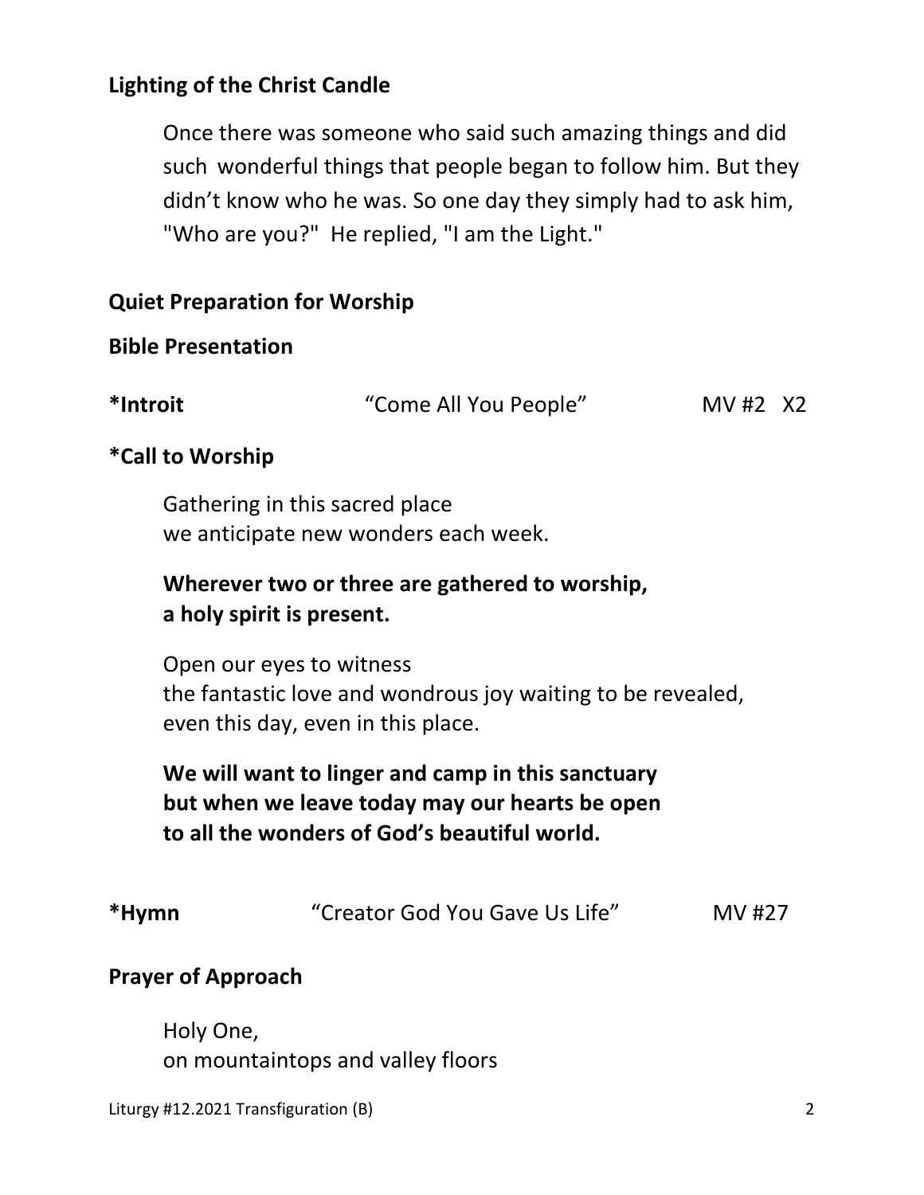**Lighting of the Christ Candle**

Once there was someone who said such amazing things and did such wonderful things that people began to follow him. But they didn't know who he was. So one day they simply had to ask him, "Who are you?" He replied, "I am the Light."

**Quiet Preparation for Worship**

**Bible Presentation**

**\*Introit** "Come All You People" MV #2 X2

**\*Call to Worship**

Gathering in this sacred place
we anticipate new wonders each week.

**Wherever two or three are gathered to worship,
a holy spirit is present.**

Open our eyes to witness
the fantastic love and wondrous joy waiting to be revealed,
even this day, even in this place.

**We will want to linger and camp in this sanctuary
but when we leave today may our hearts be open
to all the wonders of God's beautiful world.**

**\*Hymn** "Creator God You Gave Us Life" MV #27

**Prayer of Approach**

Holy One,
on mountaintops and valley floors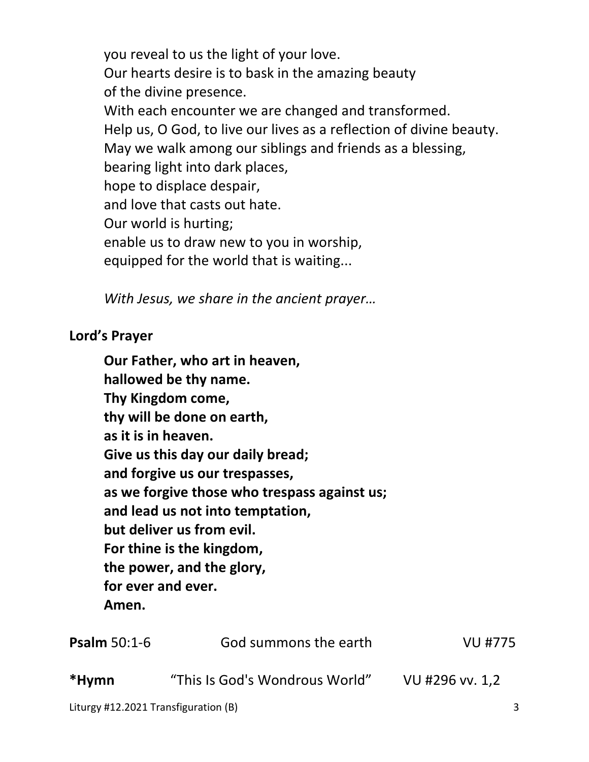you reveal to us the light of your love.
Our hearts desire is to bask in the amazing beauty
of the divine presence.
With each encounter we are changed and transformed.
Help us, O God, to live our lives as a reflection of divine beauty.
May we walk among our siblings and friends as a blessing,
bearing light into dark places,
hope to displace despair,
and love that casts out hate.
Our world is hurting;
enable us to draw new to you in worship,
equipped for the world that is waiting...

*With Jesus, we share in the ancient prayer…*

**Lord's Prayer**

**Our Father, who art in heaven,**
**hallowed be thy name.**
**Thy Kingdom come,**
**thy will be done on earth,**
**as it is in heaven.**
**Give us this day our daily bread;**
**and forgive us our trespasses,**
**as we forgive those who trespass against us;**
**and lead us not into temptation,**
**but deliver us from evil.**
**For thine is the kingdom,**
**the power, and the glory,**
**for ever and ever.**
**Amen.**

**Psalm** 50:1-6 God summons the earth VU #775

**\*Hymn** "This Is God's Wondrous World" VU #296 vv. 1,2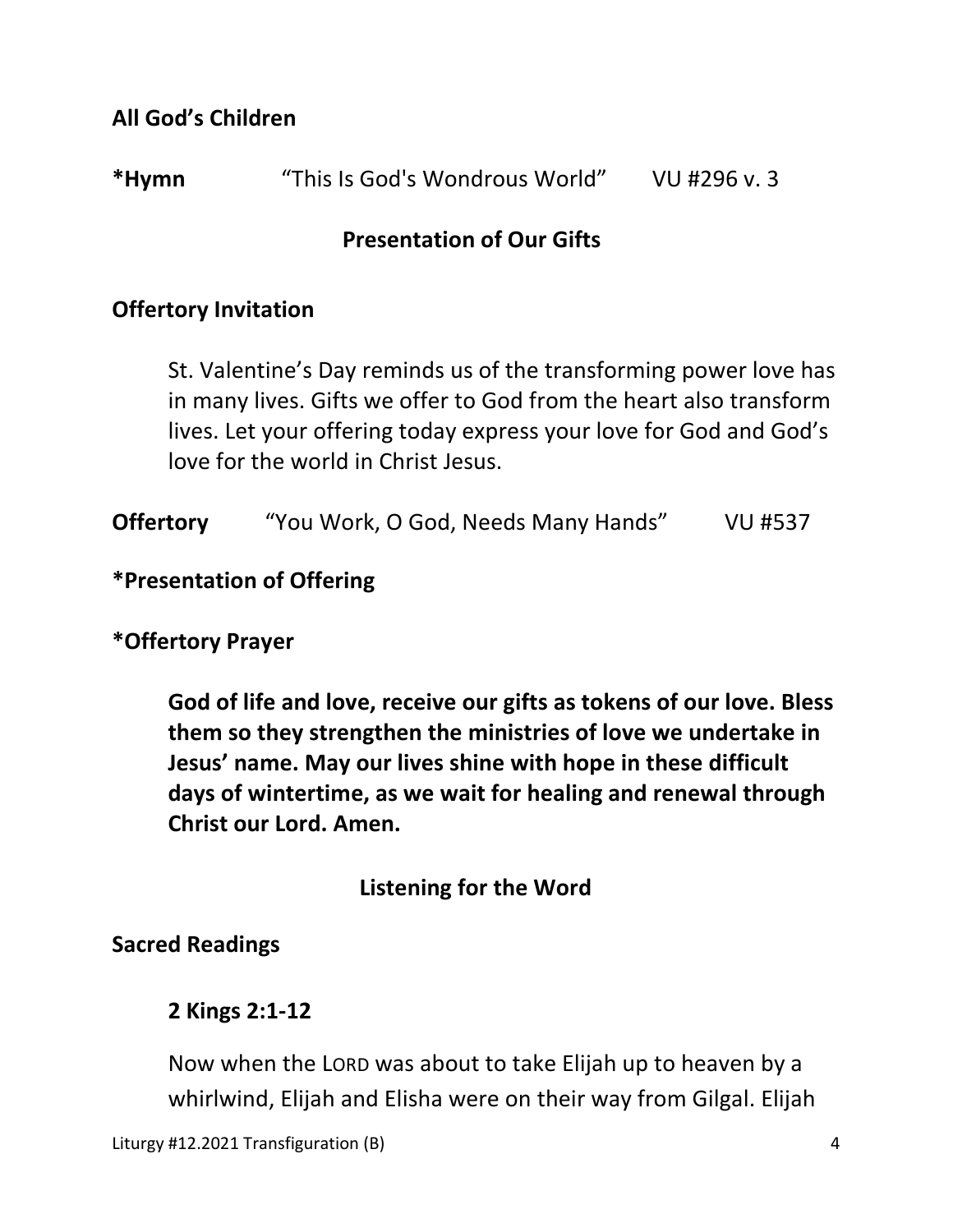**All God's Children**

**\*Hymn** "This Is God's Wondrous World" VU #296 v. 3

**Presentation of Our Gifts**

**Offertory Invitation**

St. Valentine's Day reminds us of the transforming power love has in many lives. Gifts we offer to God from the heart also transform lives. Let your offering today express your love for God and God's love for the world in Christ Jesus.

**Offertory** "You Work, O God, Needs Many Hands" VU #537

**\*Presentation of Offering**

**\*Offertory Prayer**

**God of life and love, receive our gifts as tokens of our love. Bless them so they strengthen the ministries of love we undertake in Jesus' name. May our lives shine with hope in these difficult days of wintertime, as we wait for healing and renewal through Christ our Lord. Amen.**

**Listening for the Word**

**Sacred Readings**

**2 Kings 2:1-12**

Now when the LORD was about to take Elijah up to heaven by a whirlwind, Elijah and Elisha were on their way from Gilgal. Elijah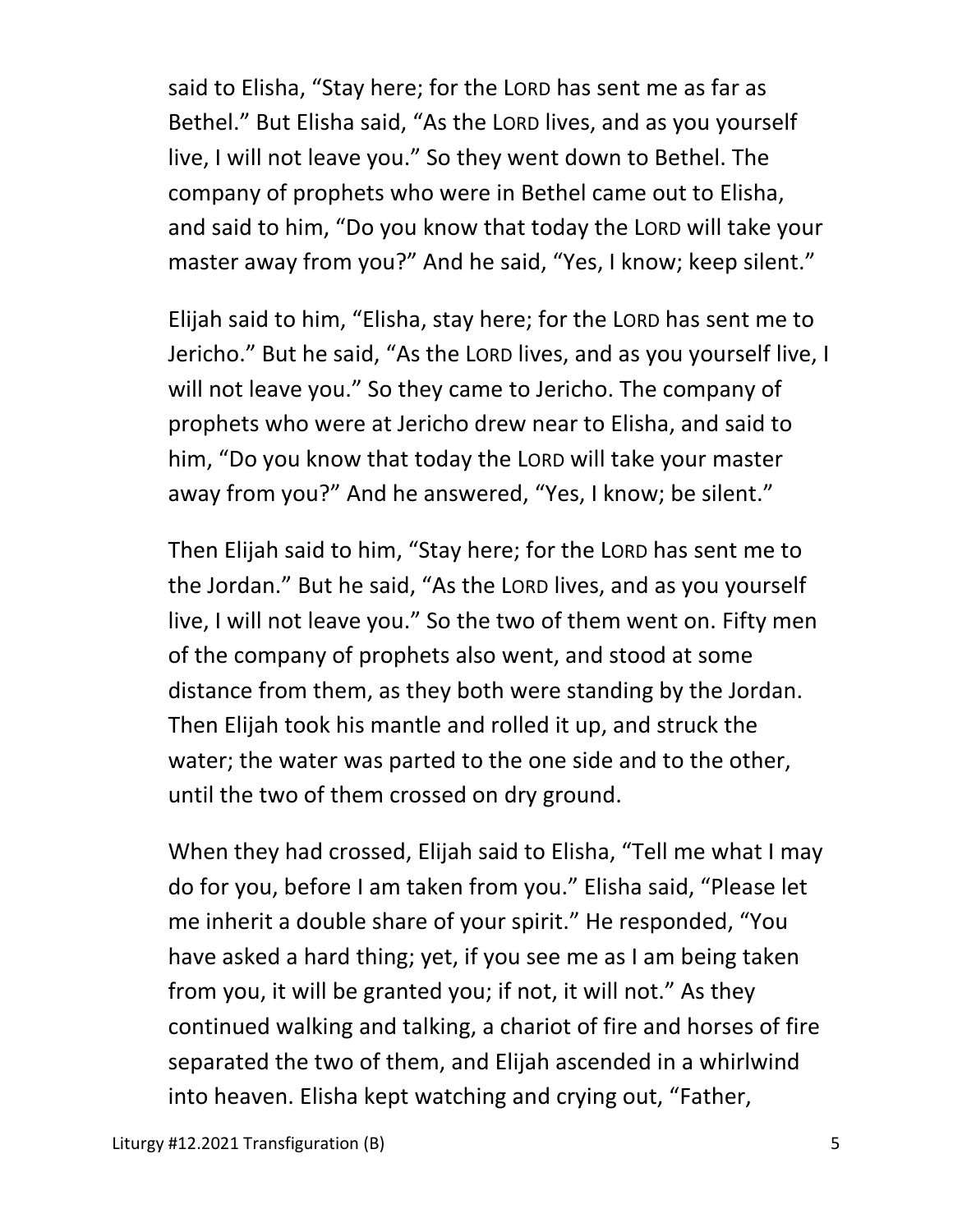said to Elisha, "Stay here; for the LORD has sent me as far as Bethel." But Elisha said, "As the LORD lives, and as you yourself live, I will not leave you." So they went down to Bethel. The company of prophets who were in Bethel came out to Elisha, and said to him, "Do you know that today the LORD will take your master away from you?" And he said, "Yes, I know; keep silent."

Elijah said to him, "Elisha, stay here; for the LORD has sent me to Jericho." But he said, "As the LORD lives, and as you yourself live, I will not leave you." So they came to Jericho. The company of prophets who were at Jericho drew near to Elisha, and said to him, "Do you know that today the LORD will take your master away from you?" And he answered, "Yes, I know; be silent."

Then Elijah said to him, "Stay here; for the LORD has sent me to the Jordan." But he said, "As the LORD lives, and as you yourself live, I will not leave you." So the two of them went on. Fifty men of the company of prophets also went, and stood at some distance from them, as they both were standing by the Jordan. Then Elijah took his mantle and rolled it up, and struck the water; the water was parted to the one side and to the other, until the two of them crossed on dry ground.

When they had crossed, Elijah said to Elisha, "Tell me what I may do for you, before I am taken from you." Elisha said, "Please let me inherit a double share of your spirit." He responded, "You have asked a hard thing; yet, if you see me as I am being taken from you, it will be granted you; if not, it will not." As they continued walking and talking, a chariot of fire and horses of fire separated the two of them, and Elijah ascended in a whirlwind into heaven. Elisha kept watching and crying out, "Father,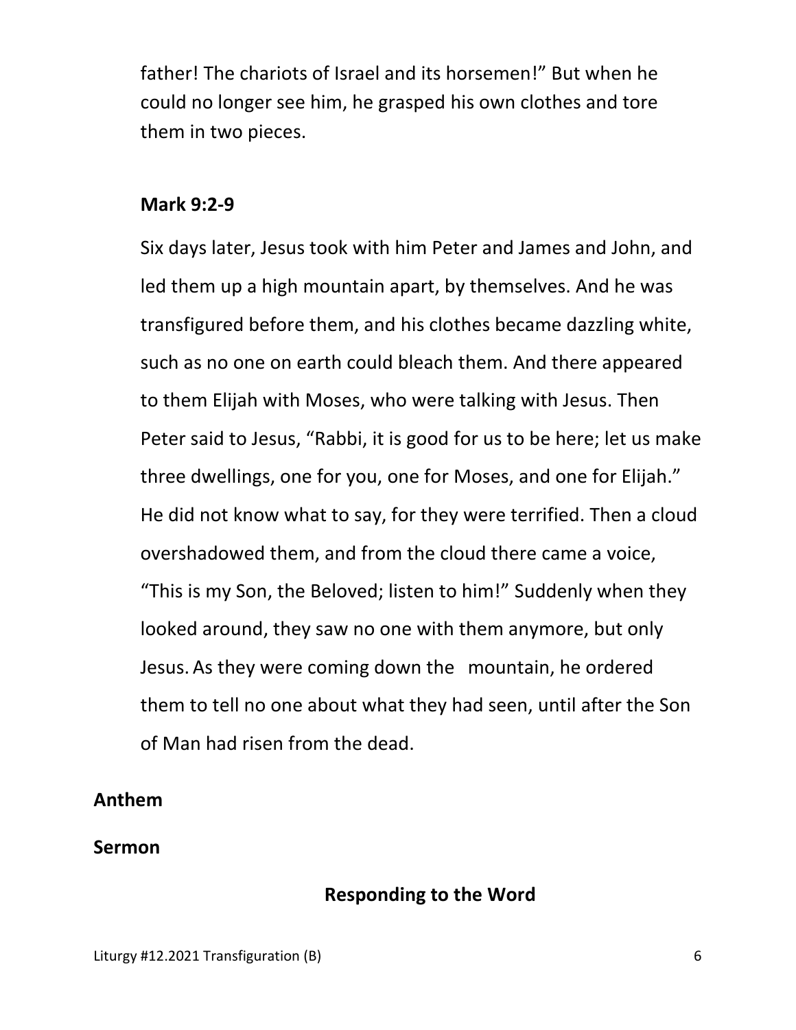father! The chariots of Israel and its horsemen!" But when he could no longer see him, he grasped his own clothes and tore them in two pieces.

### Mark 9:2-9

Six days later, Jesus took with him Peter and James and John, and led them up a high mountain apart, by themselves. And he was transfigured before them, and his clothes became dazzling white, such as no one on earth could bleach them. And there appeared to them Elijah with Moses, who were talking with Jesus. Then Peter said to Jesus, "Rabbi, it is good for us to be here; let us make three dwellings, one for you, one for Moses, and one for Elijah." He did not know what to say, for they were terrified. Then a cloud overshadowed them, and from the cloud there came a voice, "This is my Son, the Beloved; listen to him!" Suddenly when they looked around, they saw no one with them anymore, but only Jesus. As they were coming down the mountain, he ordered them to tell no one about what they had seen, until after the Son of Man had risen from the dead.

**Anthem**

**Sermon**

## Responding to the Word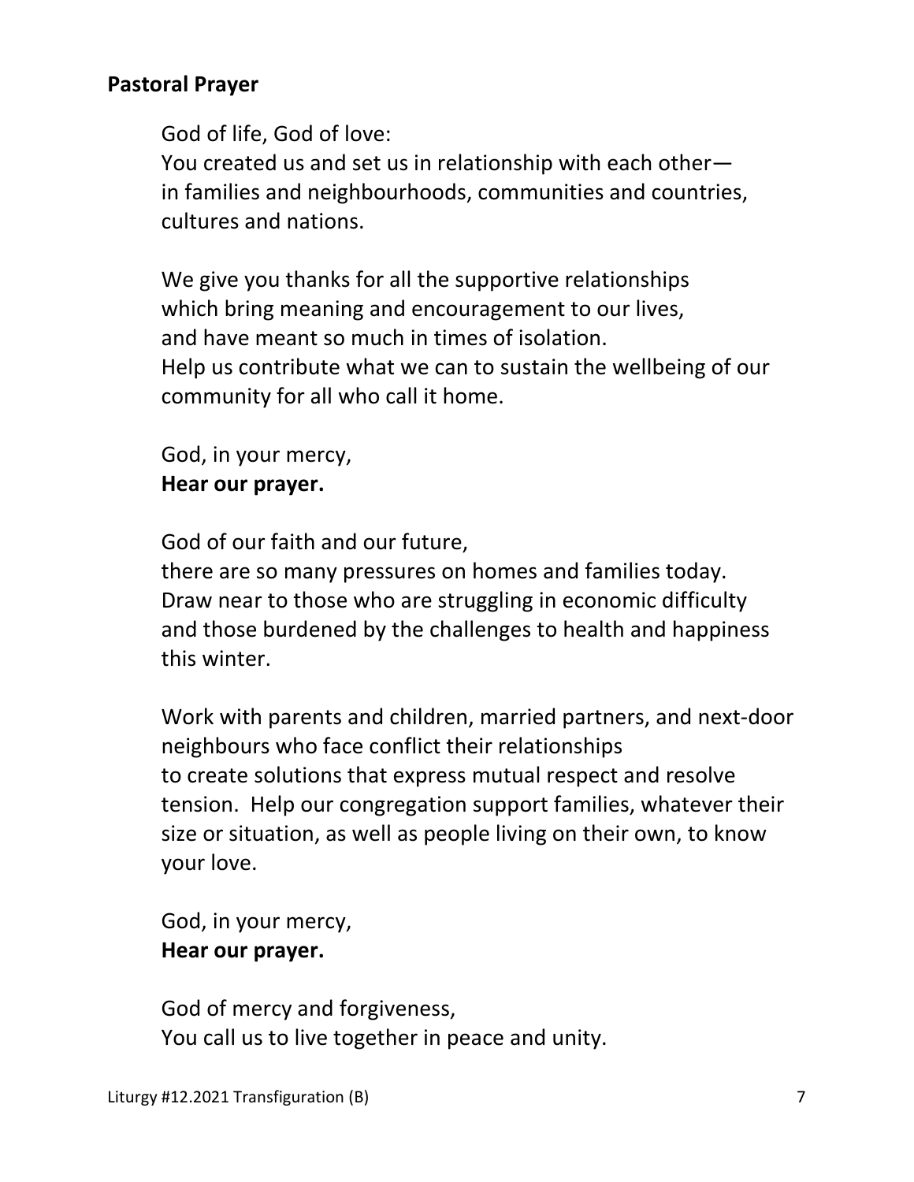**Pastoral Prayer**

God of life, God of love:
You created us and set us in relationship with each other—
in families and neighbourhoods, communities and countries,
cultures and nations.

We give you thanks for all the supportive relationships
which bring meaning and encouragement to our lives,
and have meant so much in times of isolation.
Help us contribute what we can to sustain the wellbeing of our community for all who call it home.

God, in your mercy,
**Hear our prayer.**

God of our faith and our future,
there are so many pressures on homes and families today.
Draw near to those who are struggling in economic difficulty
and those burdened by the challenges to health and happiness this winter.

Work with parents and children, married partners, and next-door neighbours who face conflict their relationships
to create solutions that express mutual respect and resolve tension. Help our congregation support families, whatever their size or situation, as well as people living on their own, to know your love.

God, in your mercy,
**Hear our prayer.**

God of mercy and forgiveness,
You call us to live together in peace and unity.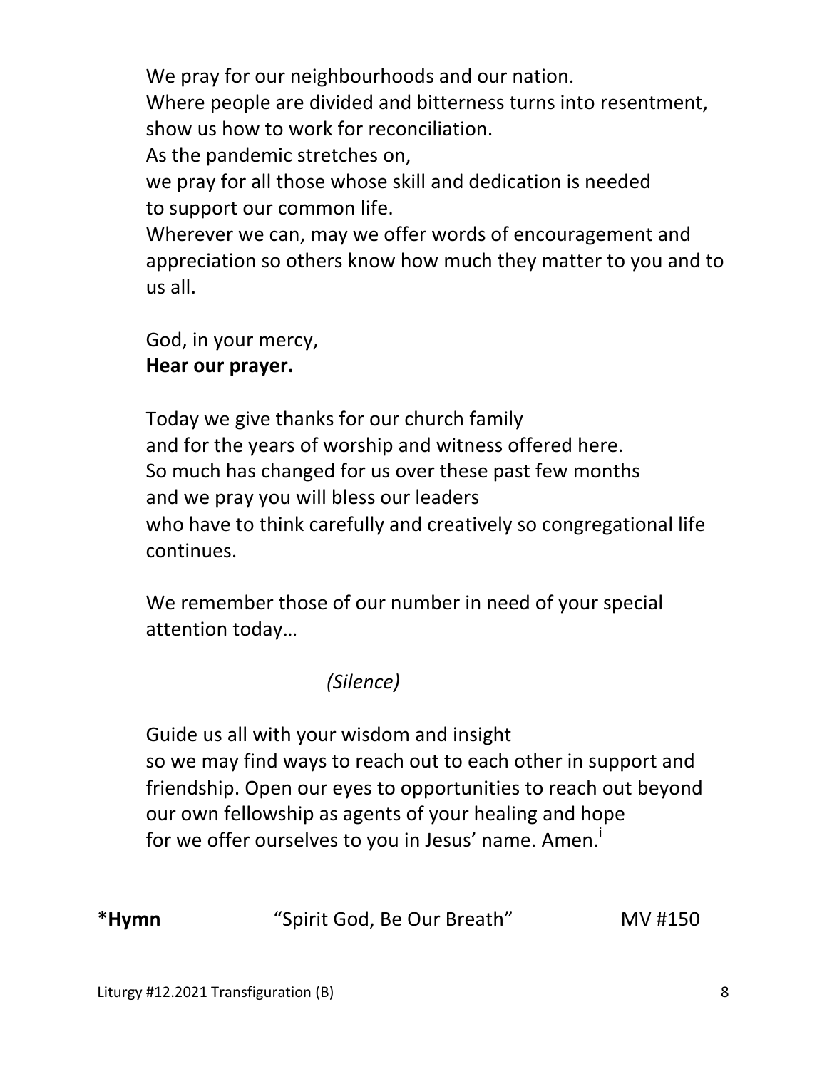We pray for our neighbourhoods and our nation.
Where people are divided and bitterness turns into resentment,
show us how to work for reconciliation.
As the pandemic stretches on,
we pray for all those whose skill and dedication is needed
to support our common life.
Wherever we can, may we offer words of encouragement and appreciation so others know how much they matter to you and to us all.

God, in your mercy,
**Hear our prayer.**

Today we give thanks for our church family
and for the years of worship and witness offered here.
So much has changed for us over these past few months
and we pray you will bless our leaders
who have to think carefully and creatively so congregational life continues.

We remember those of our number in need of your special attention today…

*(Silence)*

Guide us all with your wisdom and insight
so we may find ways to reach out to each other in support and friendship. Open our eyes to opportunities to reach out beyond our own fellowship as agents of your healing and hope
for we offer ourselves to you in Jesus' name. Amen.[i]

**\*Hymn** "Spirit God, Be Our Breath" MV #150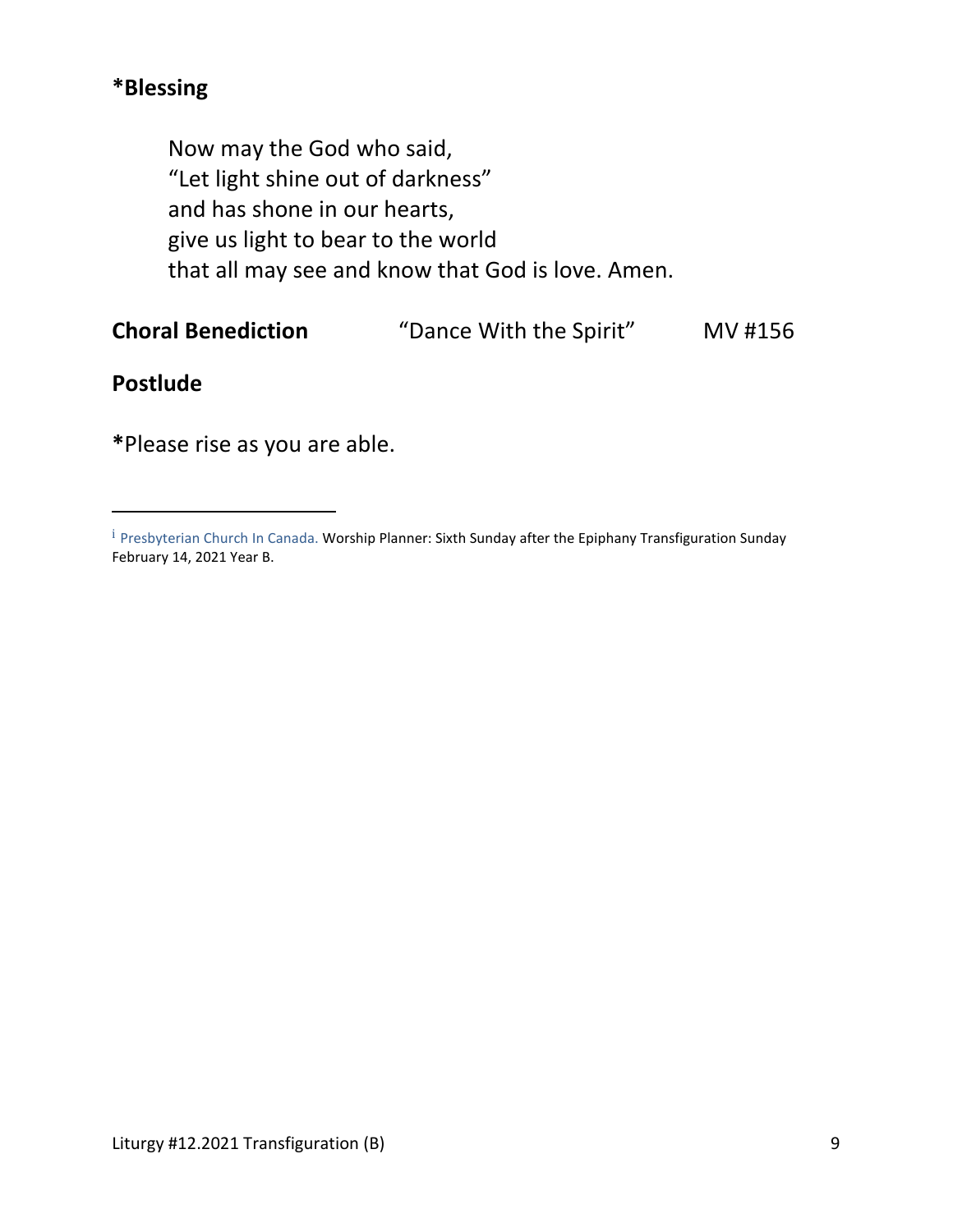**\*Blessing**

Now may the God who said,
"Let light shine out of darkness"
and has shone in our hearts,
give us light to bear to the world
that all may see and know that God is love. Amen.

**Choral Benediction** "Dance With the Spirit" MV #156

**Postlude**

**\***Please rise as you are able.

---

[i] Presbyterian Church In Canada. Worship Planner: Sixth Sunday after the Epiphany Transfiguration Sunday February 14, 2021 Year B.